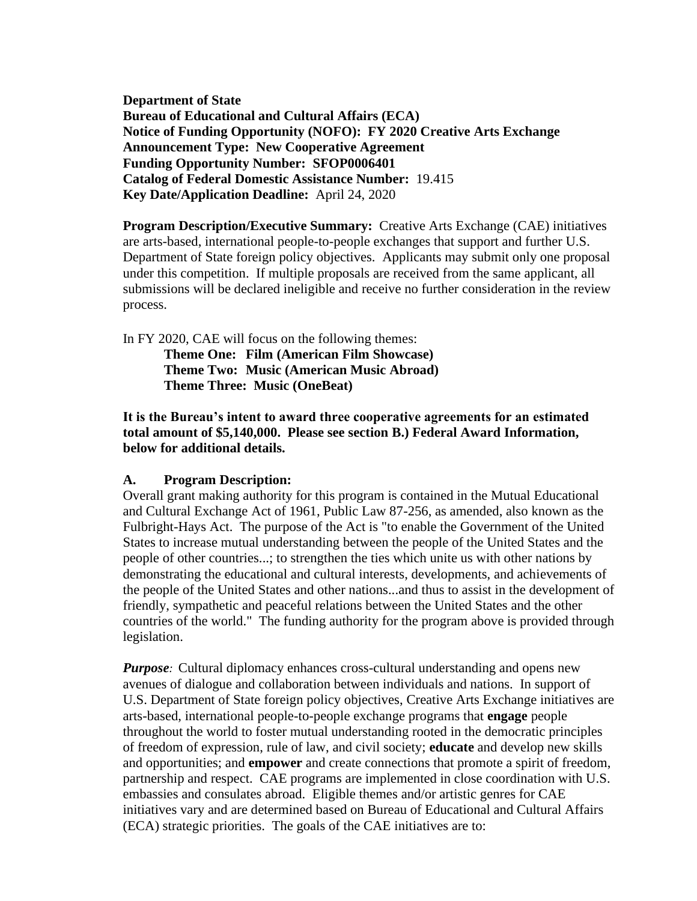**Department of State**
**Bureau of Educational and Cultural Affairs (ECA)**
**Notice of Funding Opportunity (NOFO): FY 2020 Creative Arts Exchange**
**Announcement Type: New Cooperative Agreement**
**Funding Opportunity Number: SFOP0006401**
**Catalog of Federal Domestic Assistance Number:** 19.415
**Key Date/Application Deadline:** April 24, 2020

**Program Description/Executive Summary:** Creative Arts Exchange (CAE) initiatives are arts-based, international people-to-people exchanges that support and further U.S. Department of State foreign policy objectives. Applicants may submit only one proposal under this competition. If multiple proposals are received from the same applicant, all submissions will be declared ineligible and receive no further consideration in the review process.

In FY 2020, CAE will focus on the following themes:

**Theme One: Film (American Film Showcase)**
**Theme Two: Music (American Music Abroad)**
**Theme Three: Music (OneBeat)**

**It is the Bureau's intent to award three cooperative agreements for an estimated total amount of $5,140,000. Please see section B.) Federal Award Information, below for additional details.**

## A. Program Description:

Overall grant making authority for this program is contained in the Mutual Educational and Cultural Exchange Act of 1961, Public Law 87-256, as amended, also known as the Fulbright-Hays Act. The purpose of the Act is "to enable the Government of the United States to increase mutual understanding between the people of the United States and the people of other countries...; to strengthen the ties which unite us with other nations by demonstrating the educational and cultural interests, developments, and achievements of the people of the United States and other nations...and thus to assist in the development of friendly, sympathetic and peaceful relations between the United States and the other countries of the world." The funding authority for the program above is provided through legislation.

***Purpose:*** Cultural diplomacy enhances cross-cultural understanding and opens new avenues of dialogue and collaboration between individuals and nations. In support of U.S. Department of State foreign policy objectives, Creative Arts Exchange initiatives are arts-based, international people-to-people exchange programs that **engage** people throughout the world to foster mutual understanding rooted in the democratic principles of freedom of expression, rule of law, and civil society; **educate** and develop new skills and opportunities; and **empower** and create connections that promote a spirit of freedom, partnership and respect. CAE programs are implemented in close coordination with U.S. embassies and consulates abroad. Eligible themes and/or artistic genres for CAE initiatives vary and are determined based on Bureau of Educational and Cultural Affairs (ECA) strategic priorities. The goals of the CAE initiatives are to: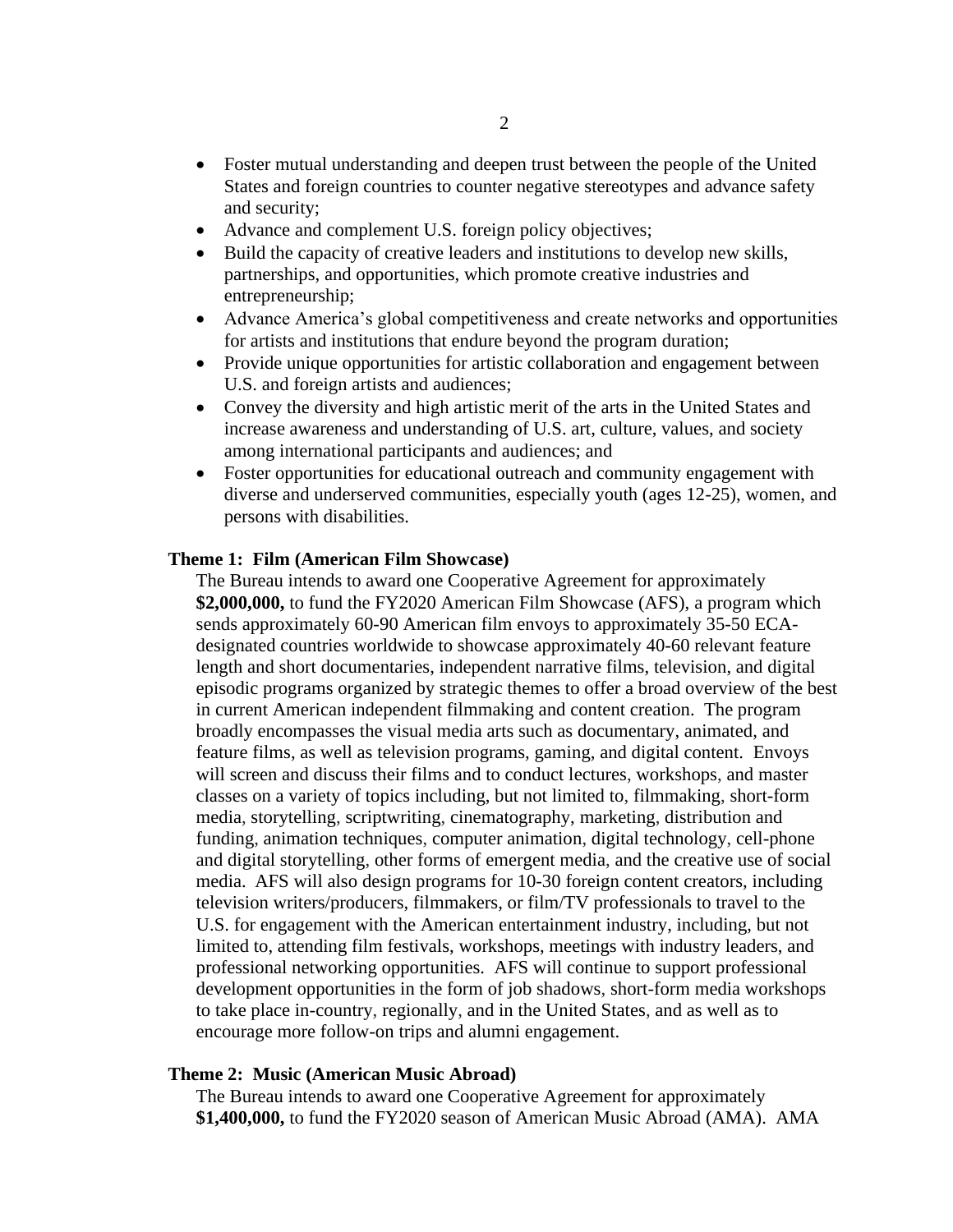- Foster mutual understanding and deepen trust between the people of the United States and foreign countries to counter negative stereotypes and advance safety and security;
- Advance and complement U.S. foreign policy objectives;
- Build the capacity of creative leaders and institutions to develop new skills, partnerships, and opportunities, which promote creative industries and entrepreneurship;
- Advance America's global competitiveness and create networks and opportunities for artists and institutions that endure beyond the program duration;
- Provide unique opportunities for artistic collaboration and engagement between U.S. and foreign artists and audiences;
- Convey the diversity and high artistic merit of the arts in the United States and increase awareness and understanding of U.S. art, culture, values, and society among international participants and audiences; and
- Foster opportunities for educational outreach and community engagement with diverse and underserved communities, especially youth (ages 12-25), women, and persons with disabilities.

**Theme 1: Film (American Film Showcase)**

The Bureau intends to award one Cooperative Agreement for approximately **$2,000,000,** to fund the FY2020 American Film Showcase (AFS), a program which sends approximately 60-90 American film envoys to approximately 35-50 ECA-designated countries worldwide to showcase approximately 40-60 relevant feature length and short documentaries, independent narrative films, television, and digital episodic programs organized by strategic themes to offer a broad overview of the best in current American independent filmmaking and content creation. The program broadly encompasses the visual media arts such as documentary, animated, and feature films, as well as television programs, gaming, and digital content. Envoys will screen and discuss their films and to conduct lectures, workshops, and master classes on a variety of topics including, but not limited to, filmmaking, short-form media, storytelling, scriptwriting, cinematography, marketing, distribution and funding, animation techniques, computer animation, digital technology, cell-phone and digital storytelling, other forms of emergent media, and the creative use of social media. AFS will also design programs for 10-30 foreign content creators, including television writers/producers, filmmakers, or film/TV professionals to travel to the U.S. for engagement with the American entertainment industry, including, but not limited to, attending film festivals, workshops, meetings with industry leaders, and professional networking opportunities. AFS will continue to support professional development opportunities in the form of job shadows, short-form media workshops to take place in-country, regionally, and in the United States, and as well as to encourage more follow-on trips and alumni engagement.

**Theme 2: Music (American Music Abroad)**

The Bureau intends to award one Cooperative Agreement for approximately **$1,400,000,** to fund the FY2020 season of American Music Abroad (AMA). AMA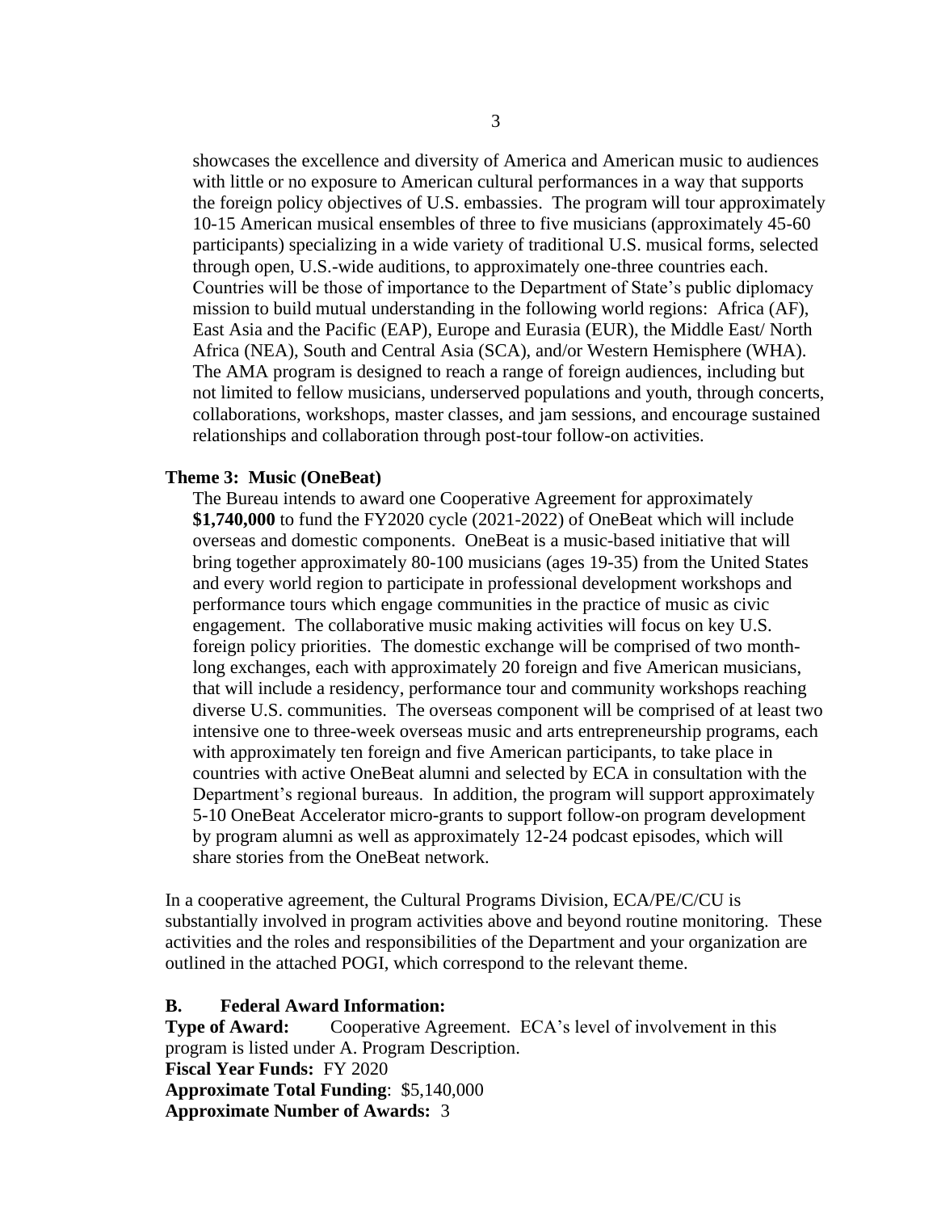showcases the excellence and diversity of America and American music to audiences with little or no exposure to American cultural performances in a way that supports the foreign policy objectives of U.S. embassies. The program will tour approximately 10-15 American musical ensembles of three to five musicians (approximately 45-60 participants) specializing in a wide variety of traditional U.S. musical forms, selected through open, U.S.-wide auditions, to approximately one-three countries each. Countries will be those of importance to the Department of State's public diplomacy mission to build mutual understanding in the following world regions: Africa (AF), East Asia and the Pacific (EAP), Europe and Eurasia (EUR), the Middle East/ North Africa (NEA), South and Central Asia (SCA), and/or Western Hemisphere (WHA). The AMA program is designed to reach a range of foreign audiences, including but not limited to fellow musicians, underserved populations and youth, through concerts, collaborations, workshops, master classes, and jam sessions, and encourage sustained relationships and collaboration through post-tour follow-on activities.

**Theme 3: Music (OneBeat)**

The Bureau intends to award one Cooperative Agreement for approximately **$1,740,000** to fund the FY2020 cycle (2021-2022) of OneBeat which will include overseas and domestic components. OneBeat is a music-based initiative that will bring together approximately 80-100 musicians (ages 19-35) from the United States and every world region to participate in professional development workshops and performance tours which engage communities in the practice of music as civic engagement. The collaborative music making activities will focus on key U.S. foreign policy priorities. The domestic exchange will be comprised of two month-long exchanges, each with approximately 20 foreign and five American musicians, that will include a residency, performance tour and community workshops reaching diverse U.S. communities. The overseas component will be comprised of at least two intensive one to three-week overseas music and arts entrepreneurship programs, each with approximately ten foreign and five American participants, to take place in countries with active OneBeat alumni and selected by ECA in consultation with the Department's regional bureaus. In addition, the program will support approximately 5-10 OneBeat Accelerator micro-grants to support follow-on program development by program alumni as well as approximately 12-24 podcast episodes, which will share stories from the OneBeat network.

In a cooperative agreement, the Cultural Programs Division, ECA/PE/C/CU is substantially involved in program activities above and beyond routine monitoring. These activities and the roles and responsibilities of the Department and your organization are outlined in the attached POGI, which correspond to the relevant theme.

**B. Federal Award Information:**

**Type of Award:** Cooperative Agreement. ECA's level of involvement in this program is listed under A. Program Description.
**Fiscal Year Funds:** FY 2020
**Approximate Total Funding**: $5,140,000
**Approximate Number of Awards:** 3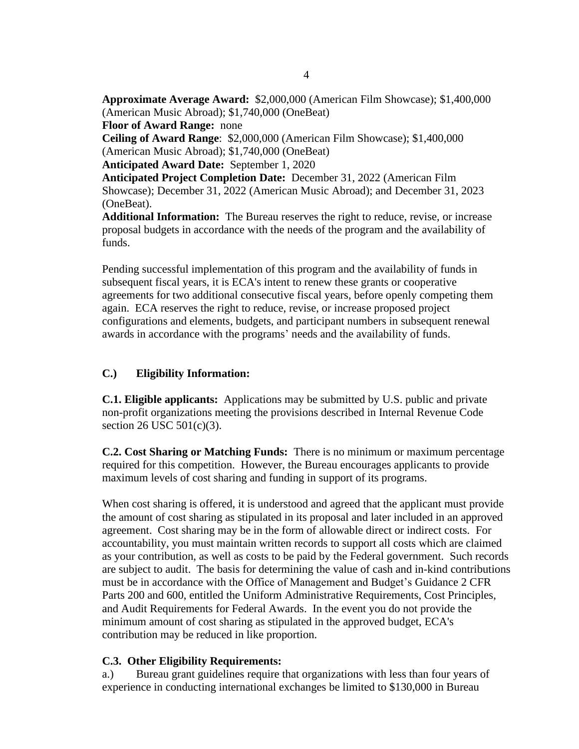**Approximate Average Award:** $2,000,000 (American Film Showcase); $1,400,000 (American Music Abroad); $1,740,000 (OneBeat)
**Floor of Award Range:** none
**Ceiling of Award Range**: $2,000,000 (American Film Showcase); $1,400,000 (American Music Abroad); $1,740,000 (OneBeat)
**Anticipated Award Date:** September 1, 2020
**Anticipated Project Completion Date:** December 31, 2022 (American Film Showcase); December 31, 2022 (American Music Abroad); and December 31, 2023 (OneBeat).
**Additional Information:** The Bureau reserves the right to reduce, revise, or increase proposal budgets in accordance with the needs of the program and the availability of funds.

Pending successful implementation of this program and the availability of funds in subsequent fiscal years, it is ECA's intent to renew these grants or cooperative agreements for two additional consecutive fiscal years, before openly competing them again. ECA reserves the right to reduce, revise, or increase proposed project configurations and elements, budgets, and participant numbers in subsequent renewal awards in accordance with the programs' needs and the availability of funds.

## C.) Eligibility Information:

**C.1. Eligible applicants:** Applications may be submitted by U.S. public and private non-profit organizations meeting the provisions described in Internal Revenue Code section 26 USC 501(c)(3).

**C.2. Cost Sharing or Matching Funds:** There is no minimum or maximum percentage required for this competition. However, the Bureau encourages applicants to provide maximum levels of cost sharing and funding in support of its programs.

When cost sharing is offered, it is understood and agreed that the applicant must provide the amount of cost sharing as stipulated in its proposal and later included in an approved agreement. Cost sharing may be in the form of allowable direct or indirect costs. For accountability, you must maintain written records to support all costs which are claimed as your contribution, as well as costs to be paid by the Federal government. Such records are subject to audit. The basis for determining the value of cash and in-kind contributions must be in accordance with the Office of Management and Budget's Guidance 2 CFR Parts 200 and 600, entitled the Uniform Administrative Requirements, Cost Principles, and Audit Requirements for Federal Awards. In the event you do not provide the minimum amount of cost sharing as stipulated in the approved budget, ECA's contribution may be reduced in like proportion.

**C.3. Other Eligibility Requirements:**

a.) Bureau grant guidelines require that organizations with less than four years of experience in conducting international exchanges be limited to $130,000 in Bureau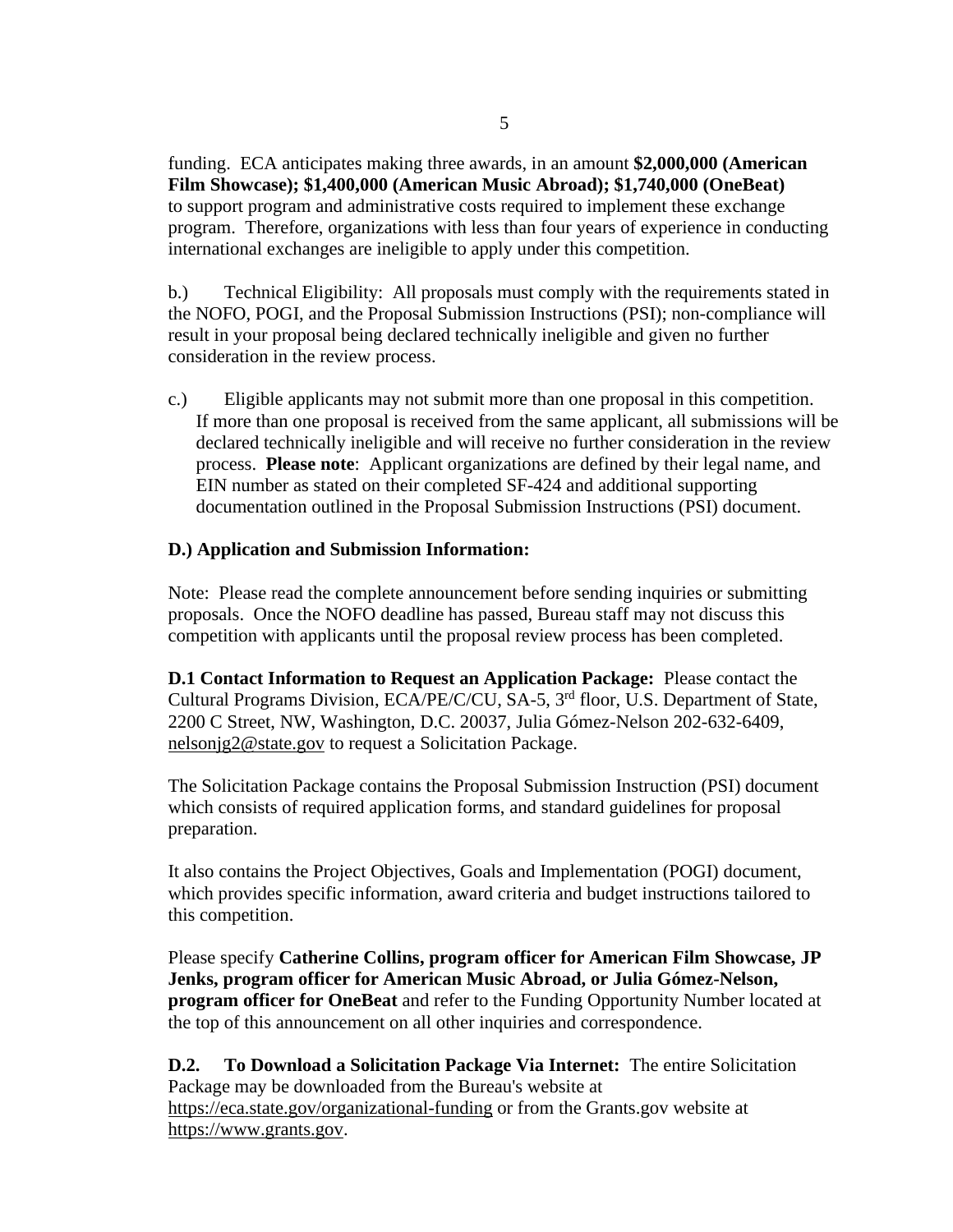funding. ECA anticipates making three awards, in an amount **$2,000,000 (American Film Showcase); $1,400,000 (American Music Abroad); $1,740,000 (OneBeat)** to support program and administrative costs required to implement these exchange program. Therefore, organizations with less than four years of experience in conducting international exchanges are ineligible to apply under this competition.

b.) Technical Eligibility: All proposals must comply with the requirements stated in the NOFO, POGI, and the Proposal Submission Instructions (PSI); non-compliance will result in your proposal being declared technically ineligible and given no further consideration in the review process.

c.) Eligible applicants may not submit more than one proposal in this competition. If more than one proposal is received from the same applicant, all submissions will be declared technically ineligible and will receive no further consideration in the review process. **Please note**: Applicant organizations are defined by their legal name, and EIN number as stated on their completed SF-424 and additional supporting documentation outlined in the Proposal Submission Instructions (PSI) document.

**D.) Application and Submission Information:**

Note: Please read the complete announcement before sending inquiries or submitting proposals. Once the NOFO deadline has passed, Bureau staff may not discuss this competition with applicants until the proposal review process has been completed.

**D.1 Contact Information to Request an Application Package:** Please contact the Cultural Programs Division, ECA/PE/C/CU, SA-5, 3rd floor, U.S. Department of State, 2200 C Street, NW, Washington, D.C. 20037, Julia Gómez-Nelson 202-632-6409, nelsonjg2@state.gov to request a Solicitation Package.

The Solicitation Package contains the Proposal Submission Instruction (PSI) document which consists of required application forms, and standard guidelines for proposal preparation.

It also contains the Project Objectives, Goals and Implementation (POGI) document, which provides specific information, award criteria and budget instructions tailored to this competition.

Please specify **Catherine Collins, program officer for American Film Showcase, JP Jenks, program officer for American Music Abroad, or Julia Gómez-Nelson, program officer for OneBeat** and refer to the Funding Opportunity Number located at the top of this announcement on all other inquiries and correspondence.

**D.2. To Download a Solicitation Package Via Internet:** The entire Solicitation Package may be downloaded from the Bureau's website at https://eca.state.gov/organizational-funding or from the Grants.gov website at https://www.grants.gov.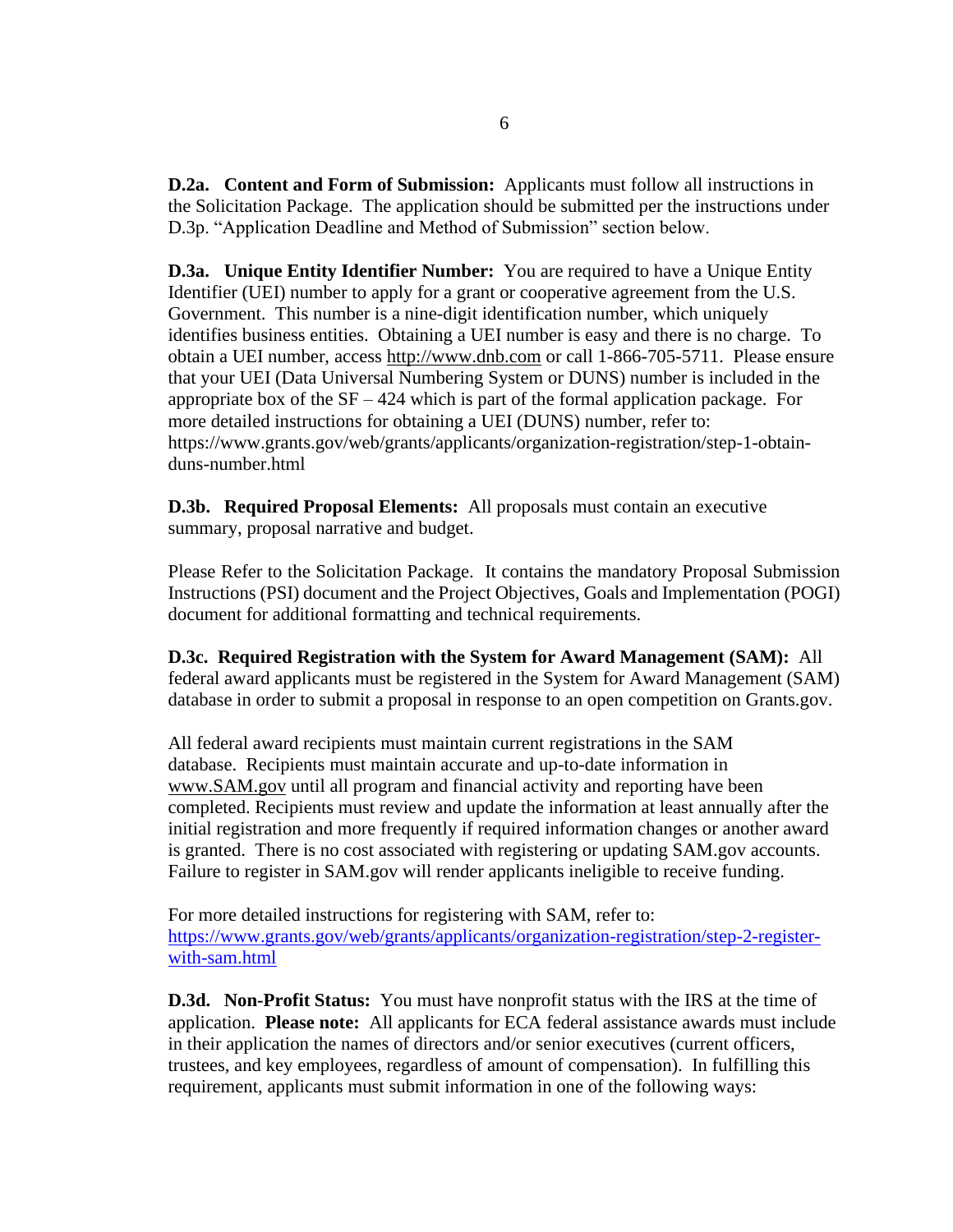**D.2a. Content and Form of Submission:** Applicants must follow all instructions in the Solicitation Package. The application should be submitted per the instructions under D.3p. "Application Deadline and Method of Submission" section below.

**D.3a. Unique Entity Identifier Number:** You are required to have a Unique Entity Identifier (UEI) number to apply for a grant or cooperative agreement from the U.S. Government. This number is a nine-digit identification number, which uniquely identifies business entities. Obtaining a UEI number is easy and there is no charge. To obtain a UEI number, access http://www.dnb.com or call 1-866-705-5711. Please ensure that your UEI (Data Universal Numbering System or DUNS) number is included in the appropriate box of the SF – 424 which is part of the formal application package. For more detailed instructions for obtaining a UEI (DUNS) number, refer to: https://www.grants.gov/web/grants/applicants/organization-registration/step-1-obtain-duns-number.html

**D.3b. Required Proposal Elements:** All proposals must contain an executive summary, proposal narrative and budget.

Please Refer to the Solicitation Package. It contains the mandatory Proposal Submission Instructions (PSI) document and the Project Objectives, Goals and Implementation (POGI) document for additional formatting and technical requirements.

**D.3c. Required Registration with the System for Award Management (SAM):** All federal award applicants must be registered in the System for Award Management (SAM) database in order to submit a proposal in response to an open competition on Grants.gov.

All federal award recipients must maintain current registrations in the SAM database. Recipients must maintain accurate and up-to-date information in www.SAM.gov until all program and financial activity and reporting have been completed. Recipients must review and update the information at least annually after the initial registration and more frequently if required information changes or another award is granted. There is no cost associated with registering or updating SAM.gov accounts. Failure to register in SAM.gov will render applicants ineligible to receive funding.

For more detailed instructions for registering with SAM, refer to: https://www.grants.gov/web/grants/applicants/organization-registration/step-2-register-with-sam.html

**D.3d. Non-Profit Status:** You must have nonprofit status with the IRS at the time of application. **Please note:** All applicants for ECA federal assistance awards must include in their application the names of directors and/or senior executives (current officers, trustees, and key employees, regardless of amount of compensation). In fulfilling this requirement, applicants must submit information in one of the following ways: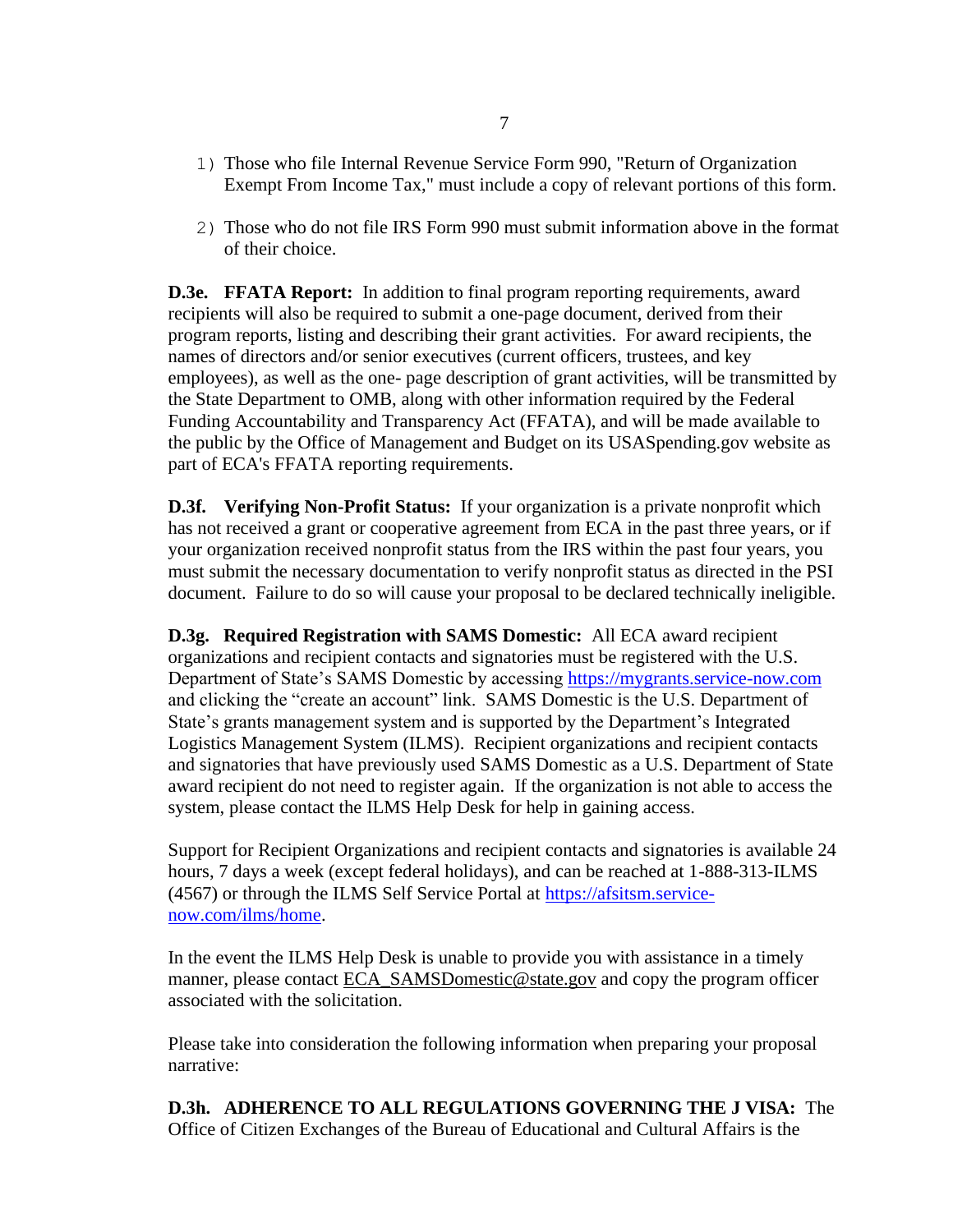1) Those who file Internal Revenue Service Form 990, "Return of Organization Exempt From Income Tax," must include a copy of relevant portions of this form.

2) Those who do not file IRS Form 990 must submit information above in the format of their choice.

**D.3e. FFATA Report:** In addition to final program reporting requirements, award recipients will also be required to submit a one-page document, derived from their program reports, listing and describing their grant activities. For award recipients, the names of directors and/or senior executives (current officers, trustees, and key employees), as well as the one- page description of grant activities, will be transmitted by the State Department to OMB, along with other information required by the Federal Funding Accountability and Transparency Act (FFATA), and will be made available to the public by the Office of Management and Budget on its USASpending.gov website as part of ECA's FFATA reporting requirements.

**D.3f. Verifying Non-Profit Status:** If your organization is a private nonprofit which has not received a grant or cooperative agreement from ECA in the past three years, or if your organization received nonprofit status from the IRS within the past four years, you must submit the necessary documentation to verify nonprofit status as directed in the PSI document. Failure to do so will cause your proposal to be declared technically ineligible.

**D.3g. Required Registration with SAMS Domestic:** All ECA award recipient organizations and recipient contacts and signatories must be registered with the U.S. Department of State's SAMS Domestic by accessing https://mygrants.service-now.com and clicking the "create an account" link. SAMS Domestic is the U.S. Department of State's grants management system and is supported by the Department's Integrated Logistics Management System (ILMS). Recipient organizations and recipient contacts and signatories that have previously used SAMS Domestic as a U.S. Department of State award recipient do not need to register again. If the organization is not able to access the system, please contact the ILMS Help Desk for help in gaining access.

Support for Recipient Organizations and recipient contacts and signatories is available 24 hours, 7 days a week (except federal holidays), and can be reached at 1-888-313-ILMS (4567) or through the ILMS Self Service Portal at https://afsitsm.service-now.com/ilms/home.

In the event the ILMS Help Desk is unable to provide you with assistance in a timely manner, please contact ECA_SAMSDomestic@state.gov and copy the program officer associated with the solicitation.

Please take into consideration the following information when preparing your proposal narrative:

**D.3h. ADHERENCE TO ALL REGULATIONS GOVERNING THE J VISA:** The Office of Citizen Exchanges of the Bureau of Educational and Cultural Affairs is the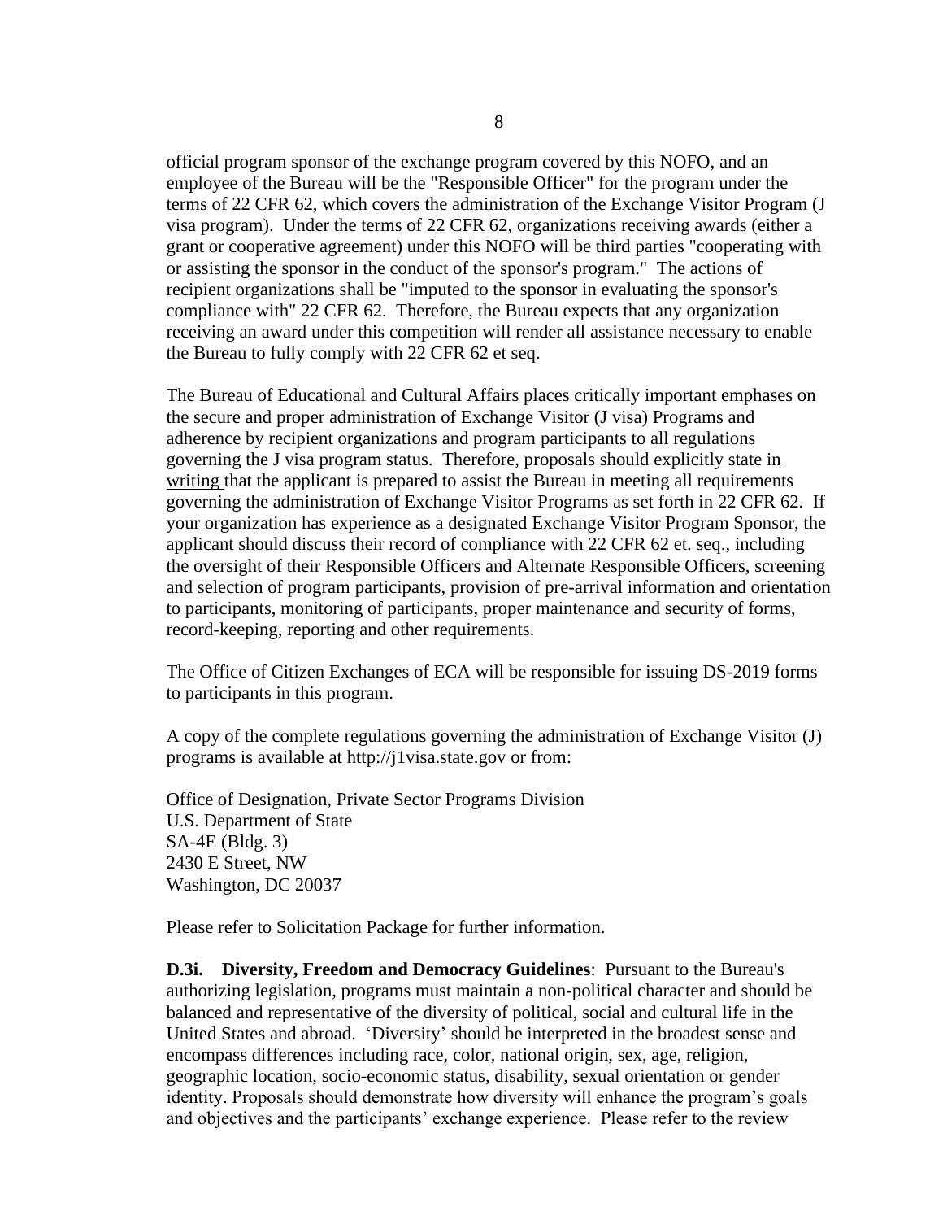official program sponsor of the exchange program covered by this NOFO, and an employee of the Bureau will be the "Responsible Officer" for the program under the terms of 22 CFR 62, which covers the administration of the Exchange Visitor Program (J visa program). Under the terms of 22 CFR 62, organizations receiving awards (either a grant or cooperative agreement) under this NOFO will be third parties "cooperating with or assisting the sponsor in the conduct of the sponsor's program." The actions of recipient organizations shall be "imputed to the sponsor in evaluating the sponsor's compliance with" 22 CFR 62. Therefore, the Bureau expects that any organization receiving an award under this competition will render all assistance necessary to enable the Bureau to fully comply with 22 CFR 62 et seq.

The Bureau of Educational and Cultural Affairs places critically important emphases on the secure and proper administration of Exchange Visitor (J visa) Programs and adherence by recipient organizations and program participants to all regulations governing the J visa program status. Therefore, proposals should <u>explicitly state in writing</u> that the applicant is prepared to assist the Bureau in meeting all requirements governing the administration of Exchange Visitor Programs as set forth in 22 CFR 62. If your organization has experience as a designated Exchange Visitor Program Sponsor, the applicant should discuss their record of compliance with 22 CFR 62 et. seq., including the oversight of their Responsible Officers and Alternate Responsible Officers, screening and selection of program participants, provision of pre-arrival information and orientation to participants, monitoring of participants, proper maintenance and security of forms, record-keeping, reporting and other requirements.

The Office of Citizen Exchanges of ECA will be responsible for issuing DS-2019 forms to participants in this program.

A copy of the complete regulations governing the administration of Exchange Visitor (J) programs is available at http://j1visa.state.gov or from:

Office of Designation, Private Sector Programs Division
U.S. Department of State
SA-4E (Bldg. 3)
2430 E Street, NW
Washington, DC 20037

Please refer to Solicitation Package for further information.

**D.3i. Diversity, Freedom and Democracy Guidelines**: Pursuant to the Bureau's authorizing legislation, programs must maintain a non-political character and should be balanced and representative of the diversity of political, social and cultural life in the United States and abroad. 'Diversity' should be interpreted in the broadest sense and encompass differences including race, color, national origin, sex, age, religion, geographic location, socio-economic status, disability, sexual orientation or gender identity. Proposals should demonstrate how diversity will enhance the program's goals and objectives and the participants' exchange experience. Please refer to the review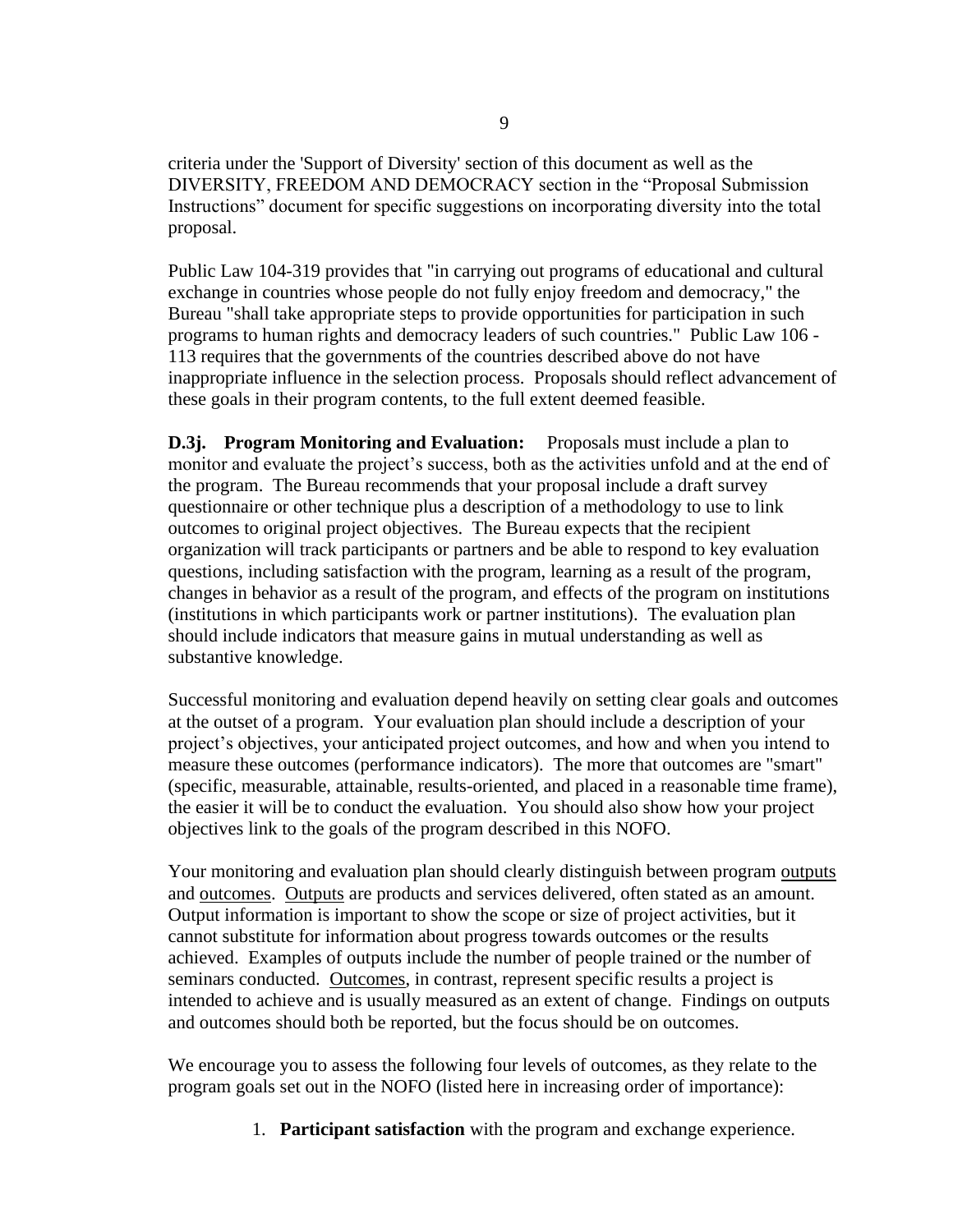criteria under the 'Support of Diversity' section of this document as well as the DIVERSITY, FREEDOM AND DEMOCRACY section in the "Proposal Submission Instructions" document for specific suggestions on incorporating diversity into the total proposal.

Public Law 104-319 provides that "in carrying out programs of educational and cultural exchange in countries whose people do not fully enjoy freedom and democracy," the Bureau "shall take appropriate steps to provide opportunities for participation in such programs to human rights and democracy leaders of such countries." Public Law 106 - 113 requires that the governments of the countries described above do not have inappropriate influence in the selection process. Proposals should reflect advancement of these goals in their program contents, to the full extent deemed feasible.

**D.3j. Program Monitoring and Evaluation:** Proposals must include a plan to monitor and evaluate the project's success, both as the activities unfold and at the end of the program. The Bureau recommends that your proposal include a draft survey questionnaire or other technique plus a description of a methodology to use to link outcomes to original project objectives. The Bureau expects that the recipient organization will track participants or partners and be able to respond to key evaluation questions, including satisfaction with the program, learning as a result of the program, changes in behavior as a result of the program, and effects of the program on institutions (institutions in which participants work or partner institutions). The evaluation plan should include indicators that measure gains in mutual understanding as well as substantive knowledge.

Successful monitoring and evaluation depend heavily on setting clear goals and outcomes at the outset of a program. Your evaluation plan should include a description of your project's objectives, your anticipated project outcomes, and how and when you intend to measure these outcomes (performance indicators). The more that outcomes are "smart" (specific, measurable, attainable, results-oriented, and placed in a reasonable time frame), the easier it will be to conduct the evaluation. You should also show how your project objectives link to the goals of the program described in this NOFO.

Your monitoring and evaluation plan should clearly distinguish between program outputs and outcomes. Outputs are products and services delivered, often stated as an amount. Output information is important to show the scope or size of project activities, but it cannot substitute for information about progress towards outcomes or the results achieved. Examples of outputs include the number of people trained or the number of seminars conducted. Outcomes, in contrast, represent specific results a project is intended to achieve and is usually measured as an extent of change. Findings on outputs and outcomes should both be reported, but the focus should be on outcomes.

We encourage you to assess the following four levels of outcomes, as they relate to the program goals set out in the NOFO (listed here in increasing order of importance):

1. **Participant satisfaction** with the program and exchange experience.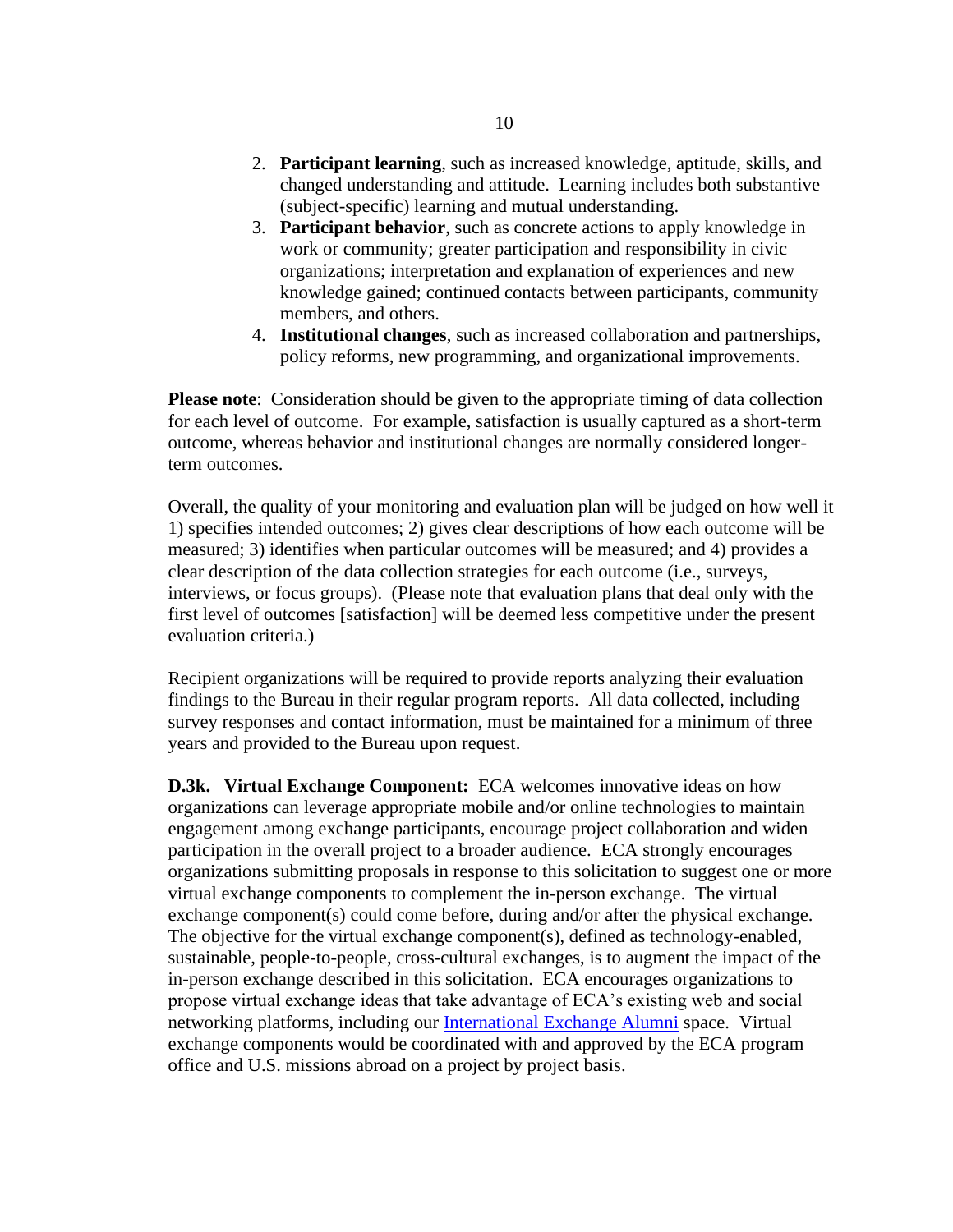2. **Participant learning**, such as increased knowledge, aptitude, skills, and changed understanding and attitude. Learning includes both substantive (subject-specific) learning and mutual understanding.
3. **Participant behavior**, such as concrete actions to apply knowledge in work or community; greater participation and responsibility in civic organizations; interpretation and explanation of experiences and new knowledge gained; continued contacts between participants, community members, and others.
4. **Institutional changes**, such as increased collaboration and partnerships, policy reforms, new programming, and organizational improvements.

**Please note**: Consideration should be given to the appropriate timing of data collection for each level of outcome. For example, satisfaction is usually captured as a short-term outcome, whereas behavior and institutional changes are normally considered longer-term outcomes.

Overall, the quality of your monitoring and evaluation plan will be judged on how well it 1) specifies intended outcomes; 2) gives clear descriptions of how each outcome will be measured; 3) identifies when particular outcomes will be measured; and 4) provides a clear description of the data collection strategies for each outcome (i.e., surveys, interviews, or focus groups). (Please note that evaluation plans that deal only with the first level of outcomes [satisfaction] will be deemed less competitive under the present evaluation criteria.)

Recipient organizations will be required to provide reports analyzing their evaluation findings to the Bureau in their regular program reports. All data collected, including survey responses and contact information, must be maintained for a minimum of three years and provided to the Bureau upon request.

**D.3k. Virtual Exchange Component:** ECA welcomes innovative ideas on how organizations can leverage appropriate mobile and/or online technologies to maintain engagement among exchange participants, encourage project collaboration and widen participation in the overall project to a broader audience. ECA strongly encourages organizations submitting proposals in response to this solicitation to suggest one or more virtual exchange components to complement the in-person exchange. The virtual exchange component(s) could come before, during and/or after the physical exchange. The objective for the virtual exchange component(s), defined as technology-enabled, sustainable, people-to-people, cross-cultural exchanges, is to augment the impact of the in-person exchange described in this solicitation. ECA encourages organizations to propose virtual exchange ideas that take advantage of ECA's existing web and social networking platforms, including our International Exchange Alumni space. Virtual exchange components would be coordinated with and approved by the ECA program office and U.S. missions abroad on a project by project basis.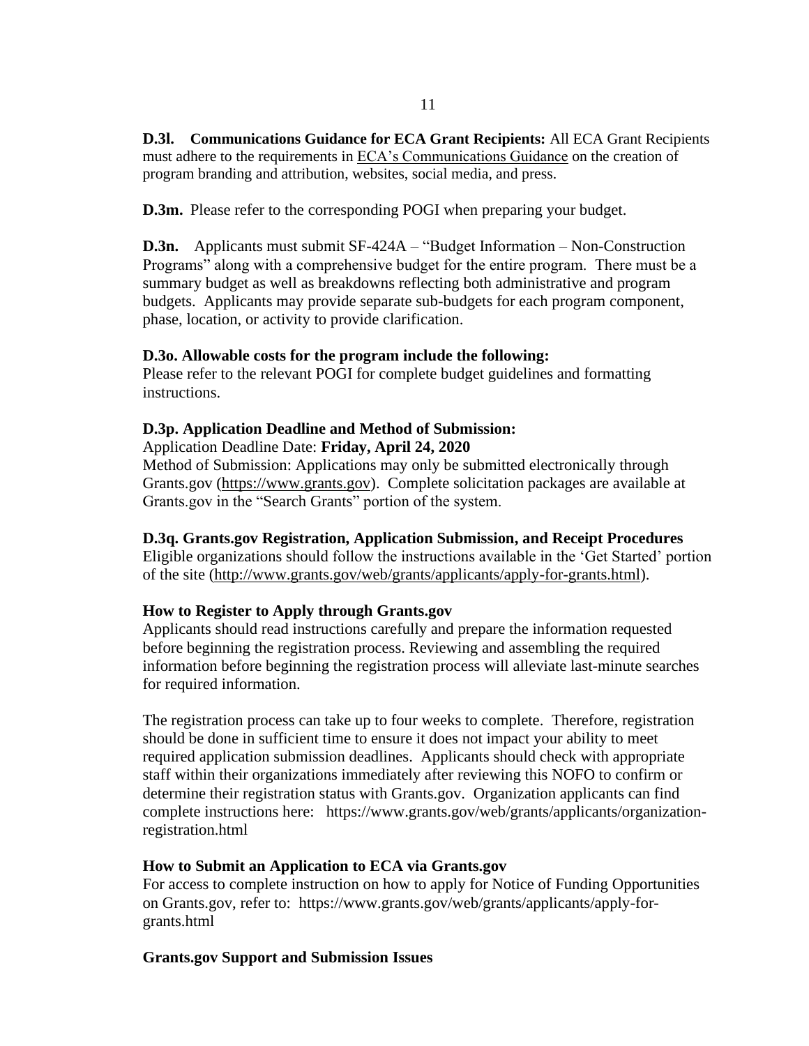**D.3l. Communications Guidance for ECA Grant Recipients:** All ECA Grant Recipients must adhere to the requirements in ECA's Communications Guidance on the creation of program branding and attribution, websites, social media, and press.

**D.3m.** Please refer to the corresponding POGI when preparing your budget.

**D.3n.** Applicants must submit SF-424A – "Budget Information – Non-Construction Programs" along with a comprehensive budget for the entire program. There must be a summary budget as well as breakdowns reflecting both administrative and program budgets. Applicants may provide separate sub-budgets for each program component, phase, location, or activity to provide clarification.

**D.3o. Allowable costs for the program include the following:**
Please refer to the relevant POGI for complete budget guidelines and formatting instructions.

**D.3p. Application Deadline and Method of Submission:**
Application Deadline Date: **Friday, April 24, 2020**
Method of Submission: Applications may only be submitted electronically through Grants.gov (https://www.grants.gov). Complete solicitation packages are available at Grants.gov in the "Search Grants" portion of the system.

**D.3q. Grants.gov Registration, Application Submission, and Receipt Procedures**
Eligible organizations should follow the instructions available in the 'Get Started' portion of the site (http://www.grants.gov/web/grants/applicants/apply-for-grants.html).

**How to Register to Apply through Grants.gov**
Applicants should read instructions carefully and prepare the information requested before beginning the registration process. Reviewing and assembling the required information before beginning the registration process will alleviate last-minute searches for required information.

The registration process can take up to four weeks to complete. Therefore, registration should be done in sufficient time to ensure it does not impact your ability to meet required application submission deadlines. Applicants should check with appropriate staff within their organizations immediately after reviewing this NOFO to confirm or determine their registration status with Grants.gov. Organization applicants can find complete instructions here: https://www.grants.gov/web/grants/applicants/organization-registration.html

**How to Submit an Application to ECA via Grants.gov**
For access to complete instruction on how to apply for Notice of Funding Opportunities on Grants.gov, refer to: https://www.grants.gov/web/grants/applicants/apply-for-grants.html

**Grants.gov Support and Submission Issues**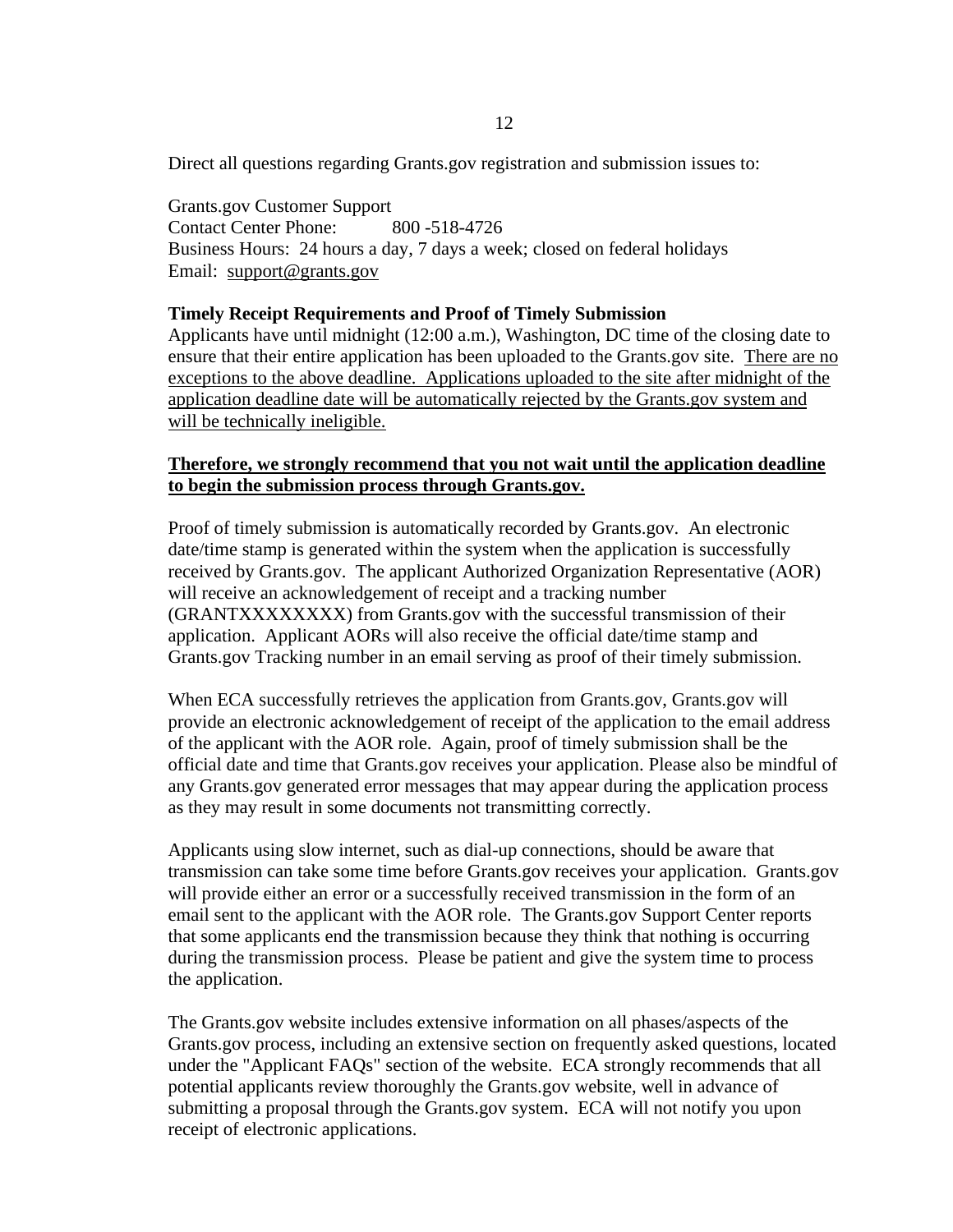Direct all questions regarding Grants.gov registration and submission issues to:

Grants.gov Customer Support
Contact Center Phone: 800 -518-4726
Business Hours: 24 hours a day, 7 days a week; closed on federal holidays
Email: support@grants.gov

**Timely Receipt Requirements and Proof of Timely Submission**

Applicants have until midnight (12:00 a.m.), Washington, DC time of the closing date to ensure that their entire application has been uploaded to the Grants.gov site. There are no exceptions to the above deadline. Applications uploaded to the site after midnight of the application deadline date will be automatically rejected by the Grants.gov system and will be technically ineligible.

**Therefore, we strongly recommend that you not wait until the application deadline to begin the submission process through Grants.gov.**

Proof of timely submission is automatically recorded by Grants.gov. An electronic date/time stamp is generated within the system when the application is successfully received by Grants.gov. The applicant Authorized Organization Representative (AOR) will receive an acknowledgement of receipt and a tracking number (GRANTXXXXXXXX) from Grants.gov with the successful transmission of their application. Applicant AORs will also receive the official date/time stamp and Grants.gov Tracking number in an email serving as proof of their timely submission.

When ECA successfully retrieves the application from Grants.gov, Grants.gov will provide an electronic acknowledgement of receipt of the application to the email address of the applicant with the AOR role. Again, proof of timely submission shall be the official date and time that Grants.gov receives your application. Please also be mindful of any Grants.gov generated error messages that may appear during the application process as they may result in some documents not transmitting correctly.

Applicants using slow internet, such as dial-up connections, should be aware that transmission can take some time before Grants.gov receives your application. Grants.gov will provide either an error or a successfully received transmission in the form of an email sent to the applicant with the AOR role. The Grants.gov Support Center reports that some applicants end the transmission because they think that nothing is occurring during the transmission process. Please be patient and give the system time to process the application.

The Grants.gov website includes extensive information on all phases/aspects of the Grants.gov process, including an extensive section on frequently asked questions, located under the "Applicant FAQs" section of the website. ECA strongly recommends that all potential applicants review thoroughly the Grants.gov website, well in advance of submitting a proposal through the Grants.gov system. ECA will not notify you upon receipt of electronic applications.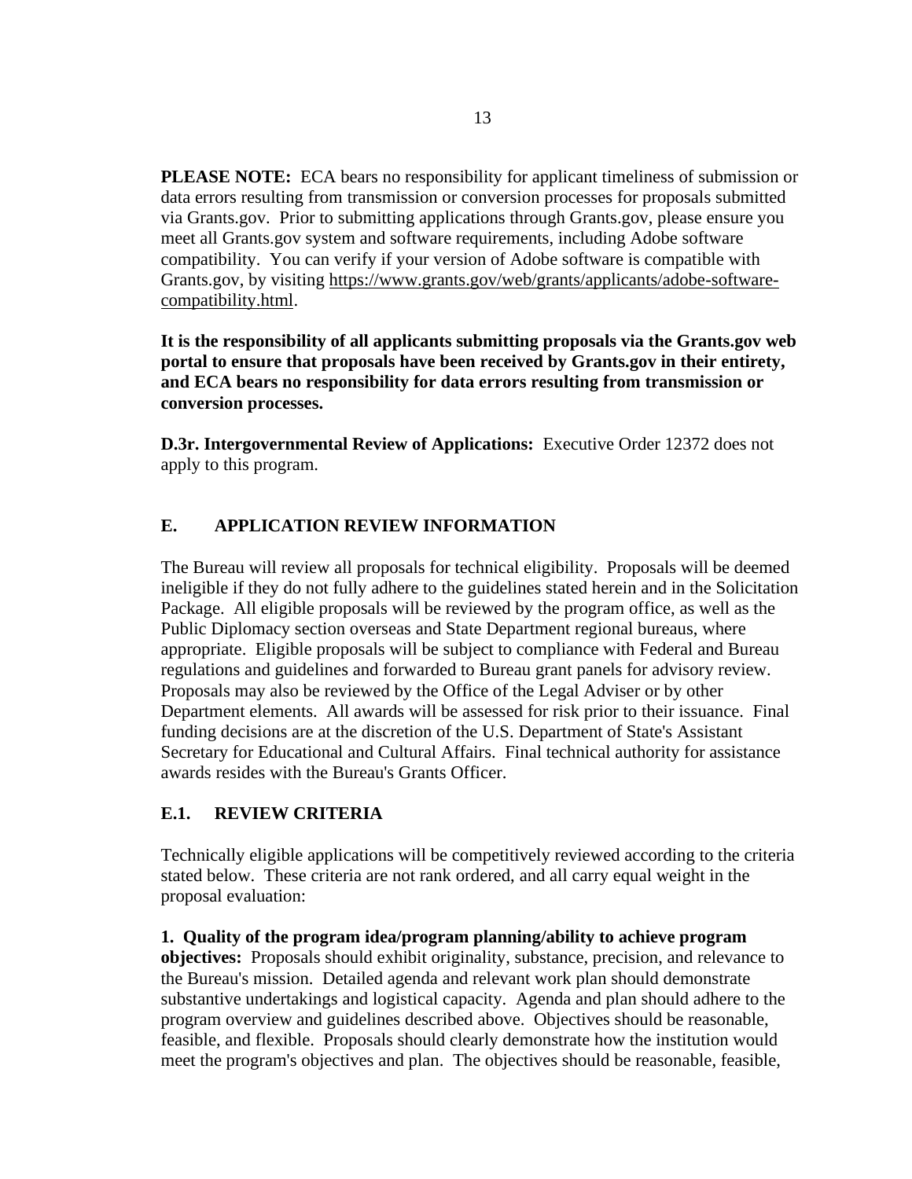**PLEASE NOTE:** ECA bears no responsibility for applicant timeliness of submission or data errors resulting from transmission or conversion processes for proposals submitted via Grants.gov. Prior to submitting applications through Grants.gov, please ensure you meet all Grants.gov system and software requirements, including Adobe software compatibility. You can verify if your version of Adobe software is compatible with Grants.gov, by visiting https://www.grants.gov/web/grants/applicants/adobe-software-compatibility.html.

**It is the responsibility of all applicants submitting proposals via the Grants.gov web portal to ensure that proposals have been received by Grants.gov in their entirety, and ECA bears no responsibility for data errors resulting from transmission or conversion processes.**

**D.3r. Intergovernmental Review of Applications:** Executive Order 12372 does not apply to this program.

## E. APPLICATION REVIEW INFORMATION

The Bureau will review all proposals for technical eligibility. Proposals will be deemed ineligible if they do not fully adhere to the guidelines stated herein and in the Solicitation Package. All eligible proposals will be reviewed by the program office, as well as the Public Diplomacy section overseas and State Department regional bureaus, where appropriate. Eligible proposals will be subject to compliance with Federal and Bureau regulations and guidelines and forwarded to Bureau grant panels for advisory review. Proposals may also be reviewed by the Office of the Legal Adviser or by other Department elements. All awards will be assessed for risk prior to their issuance. Final funding decisions are at the discretion of the U.S. Department of State's Assistant Secretary for Educational and Cultural Affairs. Final technical authority for assistance awards resides with the Bureau's Grants Officer.

### E.1. REVIEW CRITERIA

Technically eligible applications will be competitively reviewed according to the criteria stated below. These criteria are not rank ordered, and all carry equal weight in the proposal evaluation:

**1. Quality of the program idea/program planning/ability to achieve program objectives:** Proposals should exhibit originality, substance, precision, and relevance to the Bureau's mission. Detailed agenda and relevant work plan should demonstrate substantive undertakings and logistical capacity. Agenda and plan should adhere to the program overview and guidelines described above. Objectives should be reasonable, feasible, and flexible. Proposals should clearly demonstrate how the institution would meet the program's objectives and plan. The objectives should be reasonable, feasible,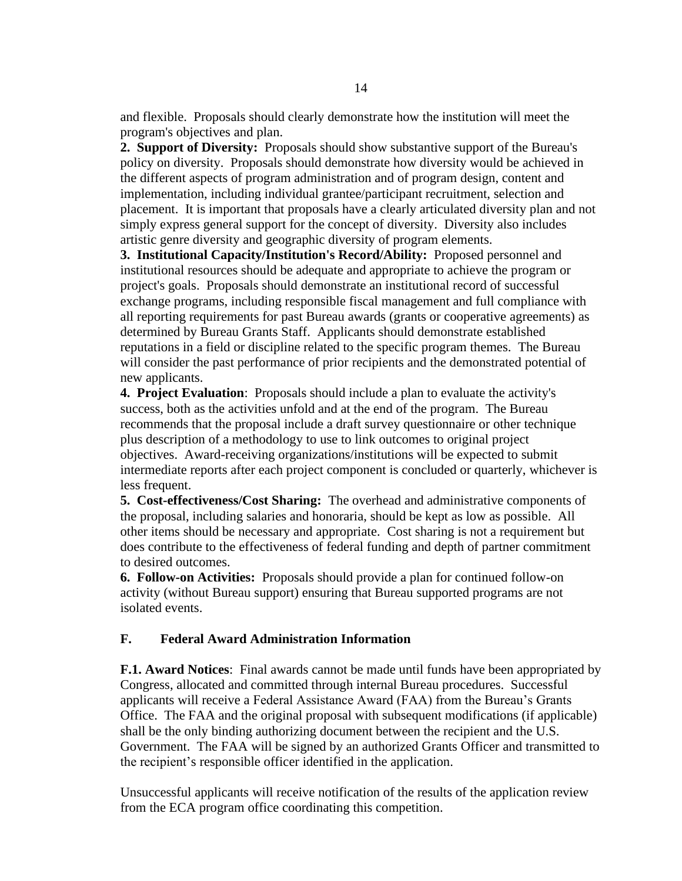and flexible. Proposals should clearly demonstrate how the institution will meet the program's objectives and plan.

**2. Support of Diversity:** Proposals should show substantive support of the Bureau's policy on diversity. Proposals should demonstrate how diversity would be achieved in the different aspects of program administration and of program design, content and implementation, including individual grantee/participant recruitment, selection and placement. It is important that proposals have a clearly articulated diversity plan and not simply express general support for the concept of diversity. Diversity also includes artistic genre diversity and geographic diversity of program elements.

**3. Institutional Capacity/Institution's Record/Ability:** Proposed personnel and institutional resources should be adequate and appropriate to achieve the program or project's goals. Proposals should demonstrate an institutional record of successful exchange programs, including responsible fiscal management and full compliance with all reporting requirements for past Bureau awards (grants or cooperative agreements) as determined by Bureau Grants Staff. Applicants should demonstrate established reputations in a field or discipline related to the specific program themes. The Bureau will consider the past performance of prior recipients and the demonstrated potential of new applicants.

**4. Project Evaluation**: Proposals should include a plan to evaluate the activity's success, both as the activities unfold and at the end of the program. The Bureau recommends that the proposal include a draft survey questionnaire or other technique plus description of a methodology to use to link outcomes to original project objectives. Award-receiving organizations/institutions will be expected to submit intermediate reports after each project component is concluded or quarterly, whichever is less frequent.

**5. Cost-effectiveness/Cost Sharing:** The overhead and administrative components of the proposal, including salaries and honoraria, should be kept as low as possible. All other items should be necessary and appropriate. Cost sharing is not a requirement but does contribute to the effectiveness of federal funding and depth of partner commitment to desired outcomes.

**6. Follow-on Activities:** Proposals should provide a plan for continued follow-on activity (without Bureau support) ensuring that Bureau supported programs are not isolated events.

## F. Federal Award Administration Information

**F.1. Award Notices**: Final awards cannot be made until funds have been appropriated by Congress, allocated and committed through internal Bureau procedures. Successful applicants will receive a Federal Assistance Award (FAA) from the Bureau's Grants Office. The FAA and the original proposal with subsequent modifications (if applicable) shall be the only binding authorizing document between the recipient and the U.S. Government. The FAA will be signed by an authorized Grants Officer and transmitted to the recipient's responsible officer identified in the application.

Unsuccessful applicants will receive notification of the results of the application review from the ECA program office coordinating this competition.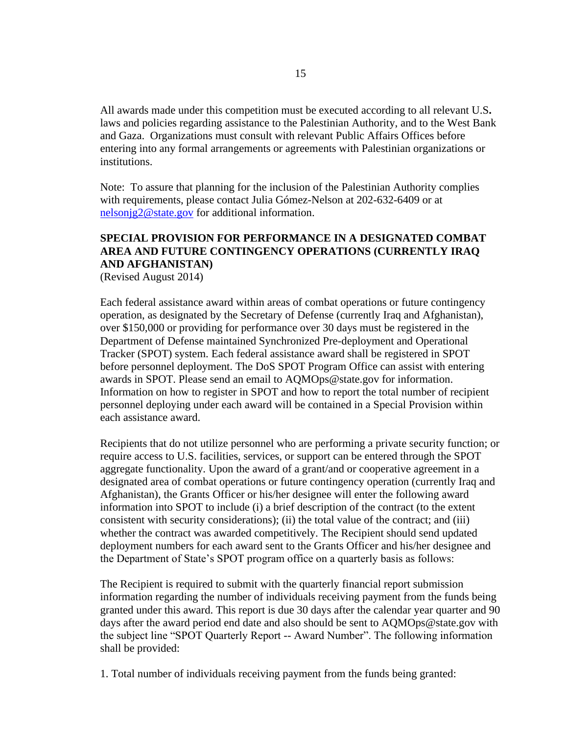All awards made under this competition must be executed according to all relevant U.S**.** laws and policies regarding assistance to the Palestinian Authority, and to the West Bank and Gaza. Organizations must consult with relevant Public Affairs Offices before entering into any formal arrangements or agreements with Palestinian organizations or institutions.

Note: To assure that planning for the inclusion of the Palestinian Authority complies with requirements, please contact Julia Gómez-Nelson at 202-632-6409 or at nelsonjg2@state.gov for additional information.

**SPECIAL PROVISION FOR PERFORMANCE IN A DESIGNATED COMBAT AREA AND FUTURE CONTINGENCY OPERATIONS (CURRENTLY IRAQ AND AFGHANISTAN)**
(Revised August 2014)

Each federal assistance award within areas of combat operations or future contingency operation, as designated by the Secretary of Defense (currently Iraq and Afghanistan), over $150,000 or providing for performance over 30 days must be registered in the Department of Defense maintained Synchronized Pre-deployment and Operational Tracker (SPOT) system. Each federal assistance award shall be registered in SPOT before personnel deployment. The DoS SPOT Program Office can assist with entering awards in SPOT. Please send an email to AQMOps@state.gov for information. Information on how to register in SPOT and how to report the total number of recipient personnel deploying under each award will be contained in a Special Provision within each assistance award.

Recipients that do not utilize personnel who are performing a private security function; or require access to U.S. facilities, services, or support can be entered through the SPOT aggregate functionality. Upon the award of a grant/and or cooperative agreement in a designated area of combat operations or future contingency operation (currently Iraq and Afghanistan), the Grants Officer or his/her designee will enter the following award information into SPOT to include (i) a brief description of the contract (to the extent consistent with security considerations); (ii) the total value of the contract; and (iii) whether the contract was awarded competitively. The Recipient should send updated deployment numbers for each award sent to the Grants Officer and his/her designee and the Department of State's SPOT program office on a quarterly basis as follows:

The Recipient is required to submit with the quarterly financial report submission information regarding the number of individuals receiving payment from the funds being granted under this award. This report is due 30 days after the calendar year quarter and 90 days after the award period end date and also should be sent to AQMOps@state.gov with the subject line "SPOT Quarterly Report -- Award Number". The following information shall be provided:

1. Total number of individuals receiving payment from the funds being granted: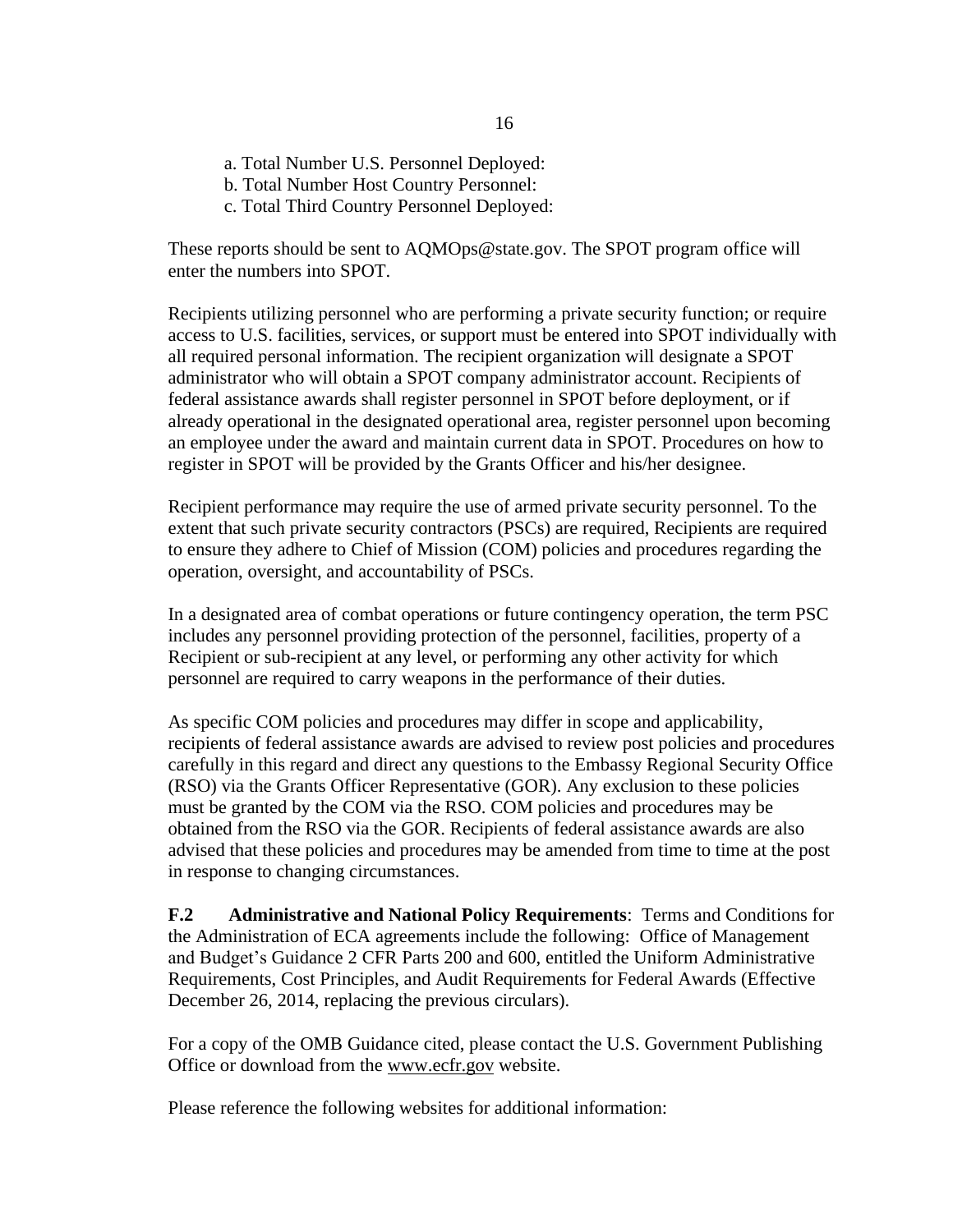a. Total Number U.S. Personnel Deployed:
b. Total Number Host Country Personnel:
c. Total Third Country Personnel Deployed:

These reports should be sent to AQMOps@state.gov. The SPOT program office will enter the numbers into SPOT.

Recipients utilizing personnel who are performing a private security function; or require access to U.S. facilities, services, or support must be entered into SPOT individually with all required personal information. The recipient organization will designate a SPOT administrator who will obtain a SPOT company administrator account. Recipients of federal assistance awards shall register personnel in SPOT before deployment, or if already operational in the designated operational area, register personnel upon becoming an employee under the award and maintain current data in SPOT. Procedures on how to register in SPOT will be provided by the Grants Officer and his/her designee.

Recipient performance may require the use of armed private security personnel. To the extent that such private security contractors (PSCs) are required, Recipients are required to ensure they adhere to Chief of Mission (COM) policies and procedures regarding the operation, oversight, and accountability of PSCs.

In a designated area of combat operations or future contingency operation, the term PSC includes any personnel providing protection of the personnel, facilities, property of a Recipient or sub-recipient at any level, or performing any other activity for which personnel are required to carry weapons in the performance of their duties.

As specific COM policies and procedures may differ in scope and applicability, recipients of federal assistance awards are advised to review post policies and procedures carefully in this regard and direct any questions to the Embassy Regional Security Office (RSO) via the Grants Officer Representative (GOR). Any exclusion to these policies must be granted by the COM via the RSO. COM policies and procedures may be obtained from the RSO via the GOR. Recipients of federal assistance awards are also advised that these policies and procedures may be amended from time to time at the post in response to changing circumstances.

**F.2 Administrative and National Policy Requirements**: Terms and Conditions for the Administration of ECA agreements include the following: Office of Management and Budget's Guidance 2 CFR Parts 200 and 600, entitled the Uniform Administrative Requirements, Cost Principles, and Audit Requirements for Federal Awards (Effective December 26, 2014, replacing the previous circulars).

For a copy of the OMB Guidance cited, please contact the U.S. Government Publishing Office or download from the www.ecfr.gov website.

Please reference the following websites for additional information: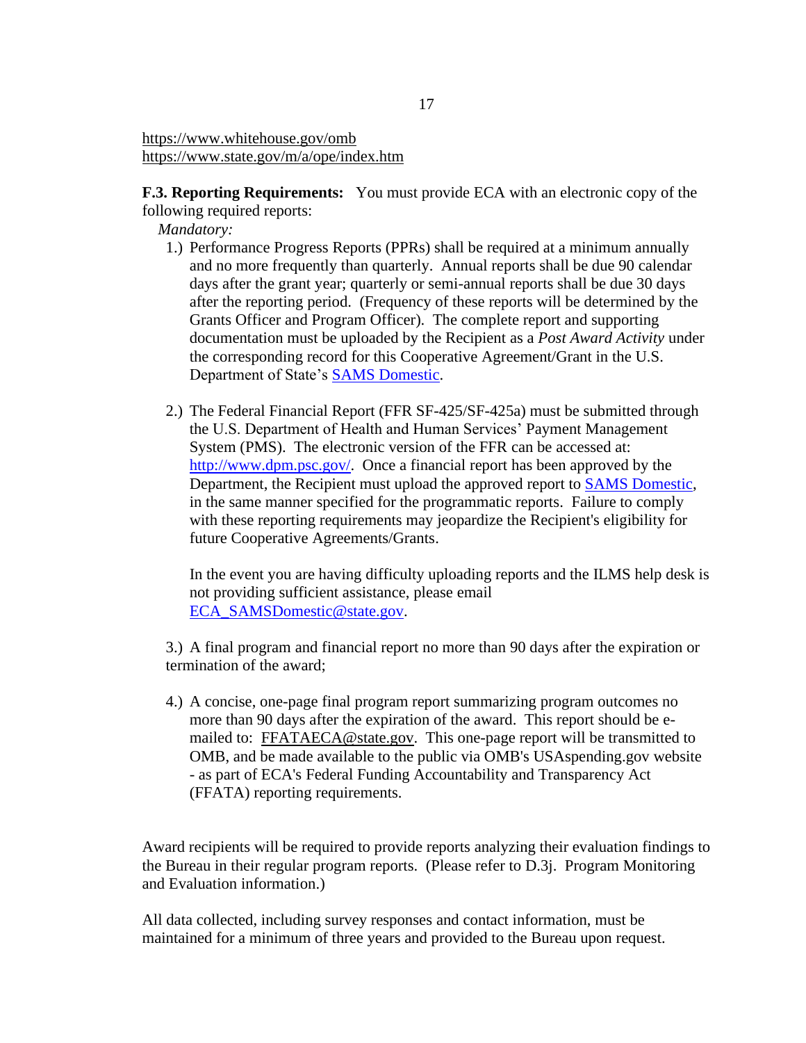https://www.whitehouse.gov/omb
https://www.state.gov/m/a/ope/index.htm

**F.3. Reporting Requirements:** You must provide ECA with an electronic copy of the following required reports:

*Mandatory:*

1.) Performance Progress Reports (PPRs) shall be required at a minimum annually and no more frequently than quarterly. Annual reports shall be due 90 calendar days after the grant year; quarterly or semi-annual reports shall be due 30 days after the reporting period. (Frequency of these reports will be determined by the Grants Officer and Program Officer). The complete report and supporting documentation must be uploaded by the Recipient as a *Post Award Activity* under the corresponding record for this Cooperative Agreement/Grant in the U.S. Department of State's SAMS Domestic.

2.) The Federal Financial Report (FFR SF-425/SF-425a) must be submitted through the U.S. Department of Health and Human Services' Payment Management System (PMS). The electronic version of the FFR can be accessed at: http://www.dpm.psc.gov/. Once a financial report has been approved by the Department, the Recipient must upload the approved report to SAMS Domestic, in the same manner specified for the programmatic reports. Failure to comply with these reporting requirements may jeopardize the Recipient's eligibility for future Cooperative Agreements/Grants.

   In the event you are having difficulty uploading reports and the ILMS help desk is not providing sufficient assistance, please email ECA_SAMSDomestic@state.gov.

3.) A final program and financial report no more than 90 days after the expiration or termination of the award;

4.) A concise, one-page final program report summarizing program outcomes no more than 90 days after the expiration of the award. This report should be e-mailed to: FFATAECA@state.gov. This one-page report will be transmitted to OMB, and be made available to the public via OMB's USAspending.gov website - as part of ECA's Federal Funding Accountability and Transparency Act (FFATA) reporting requirements.

Award recipients will be required to provide reports analyzing their evaluation findings to the Bureau in their regular program reports. (Please refer to D.3j. Program Monitoring and Evaluation information.)

All data collected, including survey responses and contact information, must be maintained for a minimum of three years and provided to the Bureau upon request.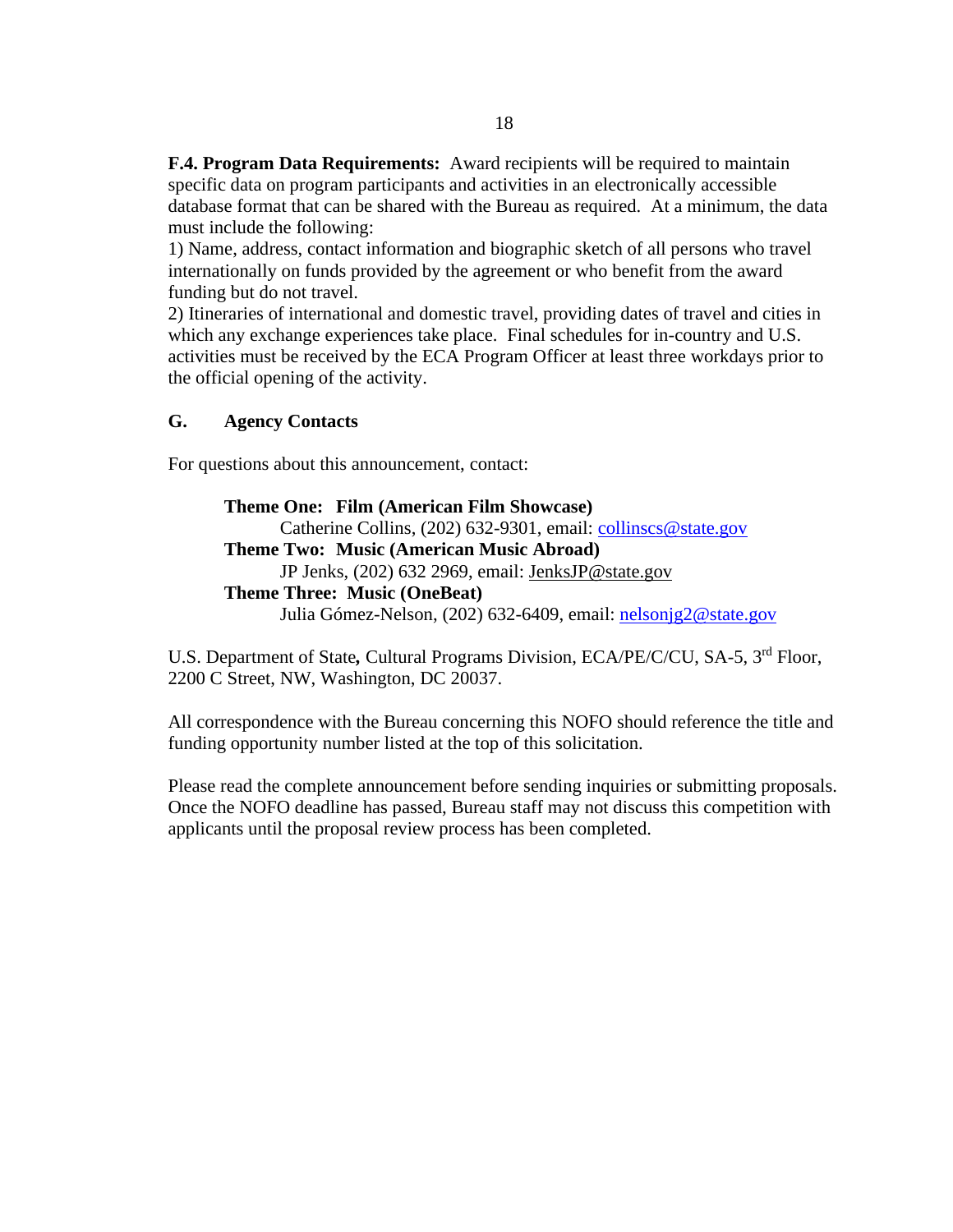**F.4. Program Data Requirements:** Award recipients will be required to maintain specific data on program participants and activities in an electronically accessible database format that can be shared with the Bureau as required. At a minimum, the data must include the following:

1) Name, address, contact information and biographic sketch of all persons who travel internationally on funds provided by the agreement or who benefit from the award funding but do not travel.

2) Itineraries of international and domestic travel, providing dates of travel and cities in which any exchange experiences take place. Final schedules for in-country and U.S. activities must be received by the ECA Program Officer at least three workdays prior to the official opening of the activity.

## G. Agency Contacts

For questions about this announcement, contact:

**Theme One: Film (American Film Showcase)**
Catherine Collins, (202) 632-9301, email: collinscs@state.gov

**Theme Two: Music (American Music Abroad)**
JP Jenks, (202) 632 2969, email: JenksJP@state.gov

**Theme Three: Music (OneBeat)**
Julia Gómez-Nelson, (202) 632-6409, email: nelsonjg2@state.gov

U.S. Department of State**,** Cultural Programs Division, ECA/PE/C/CU, SA-5, 3rd Floor, 2200 C Street, NW, Washington, DC 20037.

All correspondence with the Bureau concerning this NOFO should reference the title and funding opportunity number listed at the top of this solicitation.

Please read the complete announcement before sending inquiries or submitting proposals. Once the NOFO deadline has passed, Bureau staff may not discuss this competition with applicants until the proposal review process has been completed.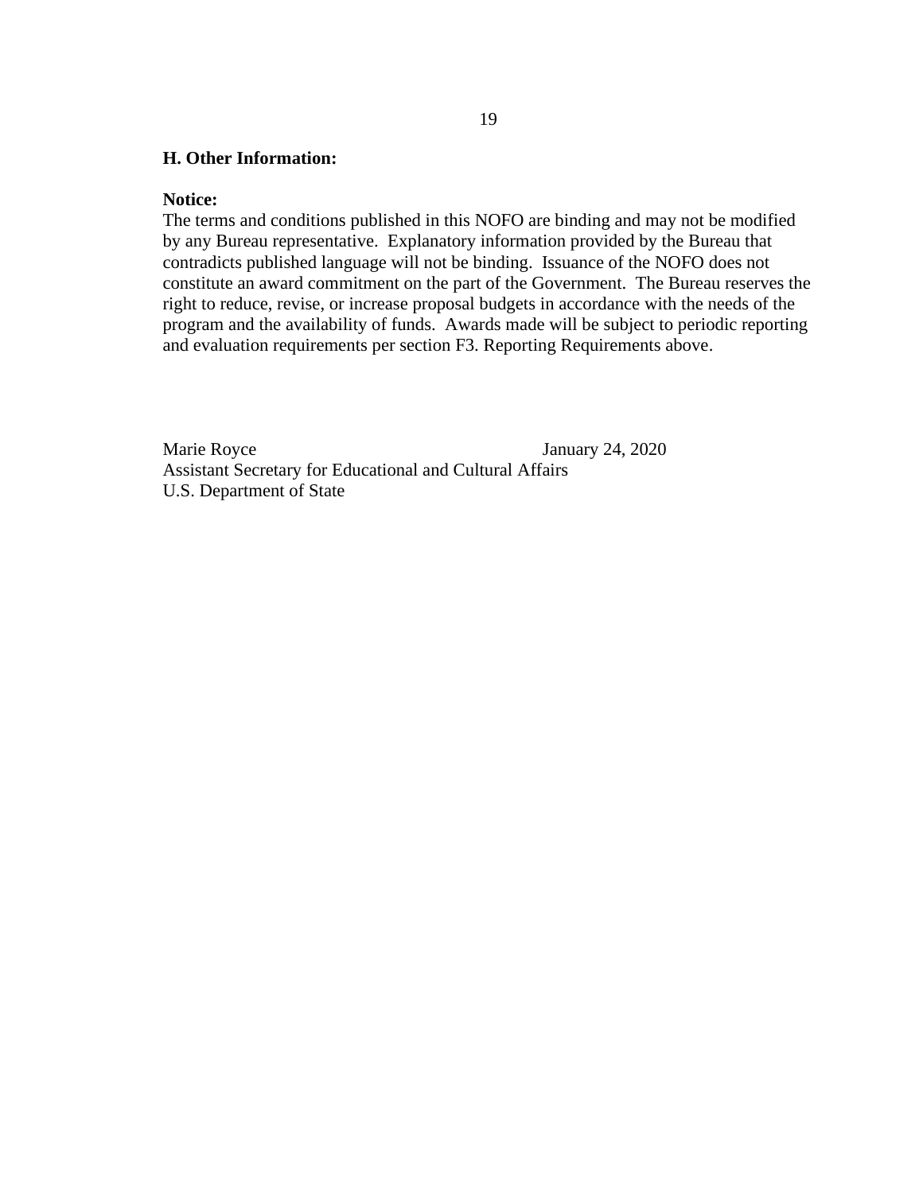**H. Other Information:**

**Notice:**

The terms and conditions published in this NOFO are binding and may not be modified by any Bureau representative. Explanatory information provided by the Bureau that contradicts published language will not be binding. Issuance of the NOFO does not constitute an award commitment on the part of the Government. The Bureau reserves the right to reduce, revise, or increase proposal budgets in accordance with the needs of the program and the availability of funds. Awards made will be subject to periodic reporting and evaluation requirements per section F3. Reporting Requirements above.

Marie Royce January 24, 2020
Assistant Secretary for Educational and Cultural Affairs
U.S. Department of State